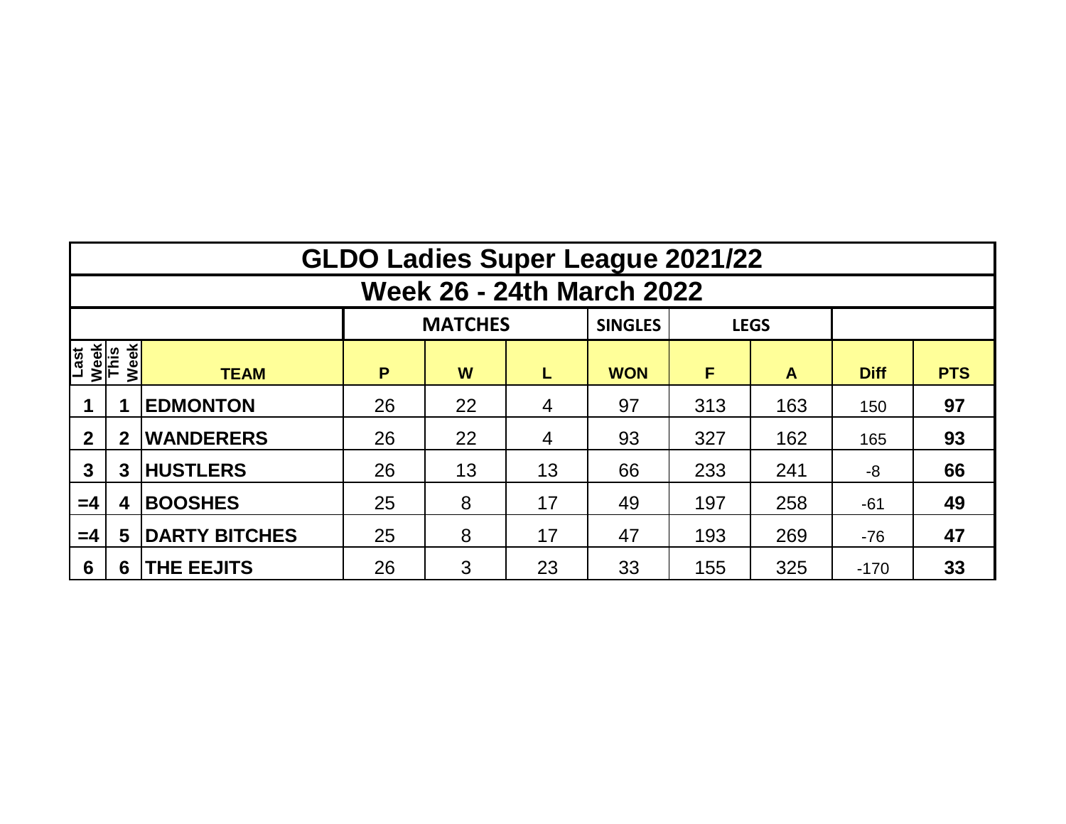# GLDO Ladies Super League 2021/22

## Week 26 - 24th March 2022

| | | | MATCHES | | | SINGLES | LEGS | | | |
|---|---|---|---|---|---|---|---|---|---|---|
| Last Week | This Week | TEAM | P | W | L | WON | F | A | Diff | PTS |
| 1 | 1 | EDMONTON | 26 | 22 | 4 | 97 | 313 | 163 | 150 | 97 |
| 2 | 2 | WANDERERS | 26 | 22 | 4 | 93 | 327 | 162 | 165 | 93 |
| 3 | 3 | HUSTLERS | 26 | 13 | 13 | 66 | 233 | 241 | -8 | 66 |
| =4 | 4 | BOOSHES | 25 | 8 | 17 | 49 | 197 | 258 | -61 | 49 |
| =4 | 5 | DARTY BITCHES | 25 | 8 | 17 | 47 | 193 | 269 | -76 | 47 |
| 6 | 6 | THE EEJITS | 26 | 3 | 23 | 33 | 155 | 325 | -170 | 33 |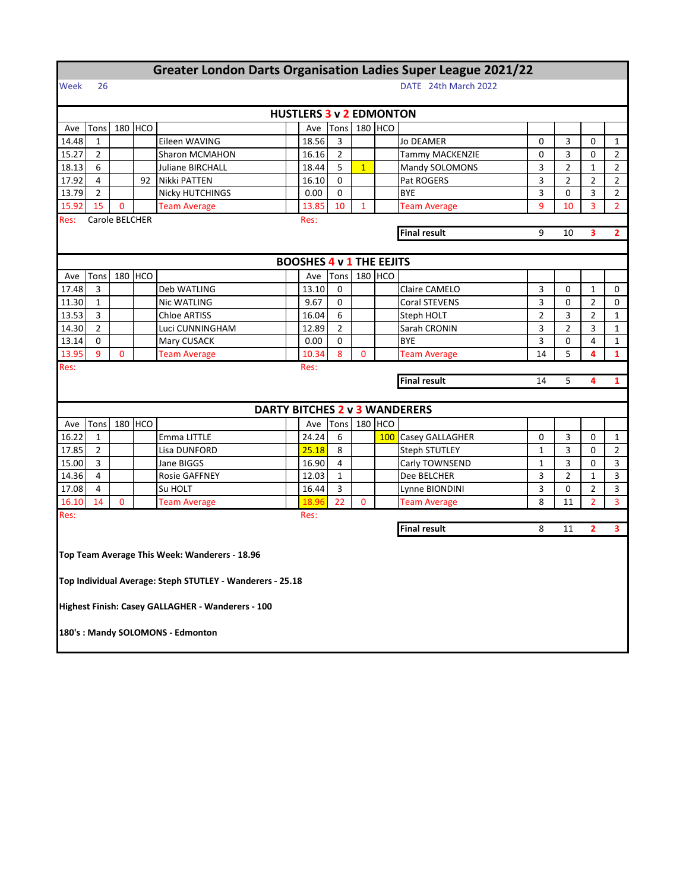# Greater London Darts Organisation Ladies Super League 2021/22

Week 26 DATE 24th March 2022

## HUSTLERS 3 v 2 EDMONTON

| Ave | Tons | 180 | HCO | | Ave | Tons | 180 | HCO | | | | | |
|---|---|---|---|---|---|---|---|---|---|---|---|---|---|
| 14.48 | 1 | | | Eileen WAVING | 18.56 | 3 | | | Jo DEAMER | 0 | 3 | 0 | 1 |
| 15.27 | 2 | | | Sharon MCMAHON | 16.16 | 2 | | | Tammy MACKENZIE | 0 | 3 | 0 | 2 |
| 18.13 | 6 | | | Juliane BIRCHALL | 18.44 | 5 | 1 | | Mandy SOLOMONS | 3 | 2 | 1 | 2 |
| 17.92 | 4 | | 92 | Nikki PATTEN | 16.10 | 0 | | | Pat ROGERS | 3 | 2 | 2 | 2 |
| 13.79 | 2 | | | Nicky HUTCHINGS | 0.00 | 0 | | | BYE | 3 | 0 | 3 | 2 |
| 15.92 | 15 | 0 | | Team Average | 13.85 | 10 | 1 | | Team Average | 9 | 10 | 3 | 2 |
| Res: | Carole BELCHER | | | | Res: | | | | | | | | |
| | | | | | | | | | Final result | 9 | 10 | 3 | 2 |

## BOOSHES 4 v 1 THE EEJITS

| Ave | Tons | 180 | HCO | | Ave | Tons | 180 | HCO | | | | | |
|---|---|---|---|---|---|---|---|---|---|---|---|---|---|
| 17.48 | 3 | | | Deb WATLING | 13.10 | 0 | | | Claire CAMELO | 3 | 0 | 1 | 0 |
| 11.30 | 1 | | | Nic WATLING | 9.67 | 0 | | | Coral STEVENS | 3 | 0 | 2 | 0 |
| 13.53 | 3 | | | Chloe ARTISS | 16.04 | 6 | | | Steph HOLT | 2 | 3 | 2 | 1 |
| 14.30 | 2 | | | Luci CUNNINGHAM | 12.89 | 2 | | | Sarah CRONIN | 3 | 2 | 3 | 1 |
| 13.14 | 0 | | | Mary CUSACK | 0.00 | 0 | | | BYE | 3 | 0 | 4 | 1 |
| 13.95 | 9 | 0 | | Team Average | 10.34 | 8 | 0 | | Team Average | 14 | 5 | 4 | 1 |
| Res: | | | | | Res: | | | | | | | | |
| | | | | | | | | | Final result | 14 | 5 | 4 | 1 |

## DARTY BITCHES 2 v 3 WANDERERS

| Ave | Tons | 180 | HCO | | Ave | Tons | 180 | HCO | | | | | |
|---|---|---|---|---|---|---|---|---|---|---|---|---|---|
| 16.22 | 1 | | | Emma LITTLE | 24.24 | 6 | | 100 | Casey GALLAGHER | 0 | 3 | 0 | 1 |
| 17.85 | 2 | | | Lisa DUNFORD | 25.18 | 8 | | | Steph STUTLEY | 1 | 3 | 0 | 2 |
| 15.00 | 3 | | | Jane BIGGS | 16.90 | 4 | | | Carly TOWNSEND | 1 | 3 | 0 | 3 |
| 14.36 | 4 | | | Rosie GAFFNEY | 12.03 | 1 | | | Dee BELCHER | 3 | 2 | 1 | 3 |
| 17.08 | 4 | | | Su HOLT | 16.44 | 3 | | | Lynne BIONDINI | 3 | 0 | 2 | 3 |
| 16.10 | 14 | 0 | | Team Average | 18.96 | 22 | 0 | | Team Average | 8 | 11 | 2 | 3 |
| Res: | | | | | Res: | | | | | | | | |
| | | | | | | | | | Final result | 8 | 11 | 2 | 3 |

**Top Team Average This Week: Wanderers - 18.96**

**Top Individual Average: Steph STUTLEY - Wanderers - 25.18**

**Highest Finish: Casey GALLAGHER - Wanderers - 100**

**180's : Mandy SOLOMONS - Edmonton**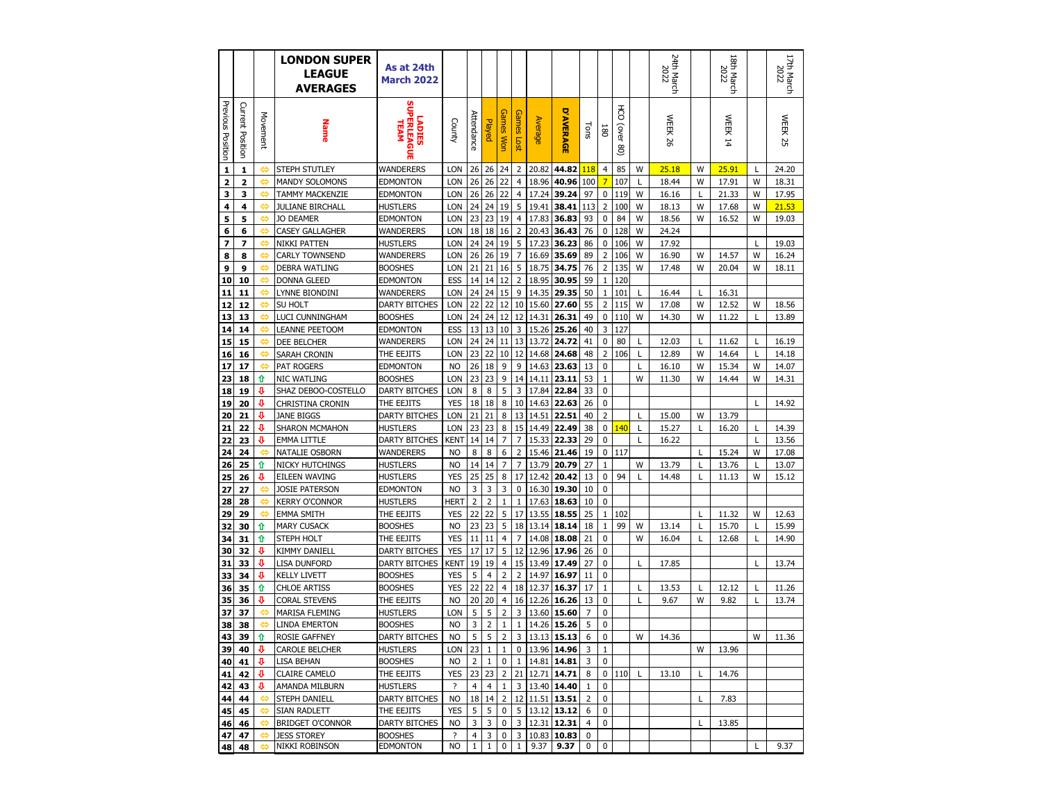| | | | LONDON SUPER LEAGUE AVERAGES | As at 24th March 2022 | | | | | | | | | | | | 24th March 2022 | | 18th March 2022 | | 17th March 2022 |
|---|---|---|---|---|---|---|---|---|---|---|---|---|---|---|---|---|---|---|---|---|
| Previous Position | Current Position | Movement | Name | LADIES SUPERLEAGUE TEAM | County | Attendance | Played | Games Won | Games Lost | Average | D'AVERAGE | Tons | 180 | HCO (over 80) | | WEEK 26 | | WEEK 14 | | WEEK 25 |
| 1 | 1 | ⇔ | STEPH STUTLEY | WANDERERS | LON | 26 | 26 | 24 | 2 | 20.82 | **44.82** | 118 | 4 | 85 | W | 25.18 | W | 25.91 | L | 24.20 |
| 2 | 2 | ⇔ | MANDY SOLOMONS | EDMONTON | LON | 26 | 26 | 22 | 4 | 18.96 | **40.96** | 100 | 7 | 107 | L | 18.44 | W | 17.91 | W | 18.31 |
| 3 | 3 | ⇔ | TAMMY MACKENZIE | EDMONTON | LON | 26 | 26 | 22 | 4 | 17.24 | **39.24** | 97 | 0 | 119 | W | 16.16 | L | 21.33 | W | 17.95 |
| 4 | 4 | ⇔ | JULIANE BIRCHALL | HUSTLERS | LON | 24 | 24 | 19 | 5 | 19.41 | **38.41** | 113 | 2 | 100 | W | 18.13 | W | 17.68 | W | 21.53 |
| 5 | 5 | ⇔ | JO DEAMER | EDMONTON | LON | 23 | 23 | 19 | 4 | 17.83 | **36.83** | 93 | 0 | 84 | W | 18.56 | W | 16.52 | W | 19.03 |
| 6 | 6 | ⇔ | CASEY GALLAGHER | WANDERERS | LON | 18 | 18 | 16 | 2 | 20.43 | **36.43** | 76 | 0 | 128 | W | 24.24 | | | | |
| 7 | 7 | ⇔ | NIKKI PATTEN | HUSTLERS | LON | 24 | 24 | 19 | 5 | 17.23 | **36.23** | 86 | 0 | 106 | W | 17.92 | | | L | 19.03 |
| 8 | 8 | ⇔ | CARLY TOWNSEND | WANDERERS | LON | 26 | 26 | 19 | 7 | 16.69 | **35.69** | 89 | 2 | 106 | W | 16.90 | W | 14.57 | W | 16.24 |
| 9 | 9 | ⇔ | DEBRA WATLING | BOOSHES | LON | 21 | 21 | 16 | 5 | 18.75 | **34.75** | 76 | 2 | 135 | W | 17.48 | W | 20.04 | W | 18.11 |
| 10 | 10 | ⇔ | DONNA GLEED | EDMONTON | ESS | 14 | 14 | 12 | 2 | 18.95 | **30.95** | 59 | 1 | 120 | | | | | | |
| 11 | 11 | ⇔ | LYNNE BIONDINI | WANDERERS | LON | 24 | 24 | 15 | 9 | 14.35 | **29.35** | 50 | 1 | 101 | L | 16.44 | L | 16.31 | | |
| 12 | 12 | ⇔ | SU HOLT | DARTY BITCHES | LON | 22 | 22 | 12 | 10 | 15.60 | **27.60** | 55 | 2 | 115 | W | 17.08 | W | 12.52 | W | 18.56 |
| 13 | 13 | ⇔ | LUCI CUNNINGHAM | BOOSHES | LON | 24 | 24 | 12 | 12 | 14.31 | **26.31** | 49 | 0 | 110 | W | 14.30 | W | 11.22 | L | 13.89 |
| 14 | 14 | ⇔ | LEANNE PEETOOM | EDMONTON | ESS | 13 | 13 | 10 | 3 | 15.26 | **25.26** | 40 | 3 | 127 | | | | | | |
| 15 | 15 | ⇔ | DEE BELCHER | WANDERERS | LON | 24 | 24 | 11 | 13 | 13.72 | **24.72** | 41 | 0 | 80 | L | 12.03 | L | 11.62 | L | 16.19 |
| 16 | 16 | ⇔ | SARAH CRONIN | THE EEJITS | LON | 23 | 22 | 10 | 12 | 14.68 | **24.68** | 48 | 2 | 106 | L | 12.89 | W | 14.64 | L | 14.18 |
| 17 | 17 | ⇔ | PAT ROGERS | EDMONTON | NO | 26 | 18 | 9 | 9 | 14.63 | **23.63** | 13 | 0 | | L | 16.10 | W | 15.34 | W | 14.07 |
| 23 | 18 | ⇧ | NIC WATLING | BOOSHES | LON | 23 | 23 | 9 | 14 | 14.11 | **23.11** | 53 | 1 | | W | 11.30 | W | 14.44 | W | 14.31 |
| 18 | 19 | ⇩ | SHAZ DEBOO-COSTELLO | DARTY BITCHES | LON | 8 | 8 | 5 | 3 | 17.84 | **22.84** | 33 | 0 | | | | | | | |
| 19 | 20 | ⇩ | CHRISTINA CRONIN | THE EEJITS | YES | 18 | 18 | 8 | 10 | 14.63 | **22.63** | 26 | 0 | | | | | | L | 14.92 |
| 20 | 21 | ⇩ | JANE BIGGS | DARTY BITCHES | LON | 21 | 21 | 8 | 13 | 14.51 | **22.51** | 40 | 2 | | L | 15.00 | W | 13.79 | | |
| 21 | 22 | ⇩ | SHARON MCMAHON | HUSTLERS | LON | 23 | 23 | 8 | 15 | 14.49 | **22.49** | 38 | 0 | 140 | L | 15.27 | L | 16.20 | L | 14.39 |
| 22 | 23 | ⇩ | EMMA LITTLE | DARTY BITCHES | KENT | 14 | 14 | 7 | 7 | 15.33 | **22.33** | 29 | 0 | | L | 16.22 | | | L | 13.56 |
| 24 | 24 | ⇔ | NATALIE OSBORN | WANDERERS | NO | 8 | 8 | 6 | 2 | 15.46 | **21.46** | 19 | 0 | 117 | | | L | 15.24 | W | 17.08 |
| 26 | 25 | ⇧ | NICKY HUTCHINGS | HUSTLERS | NO | 14 | 14 | 7 | 7 | 13.79 | **20.79** | 27 | 1 | | W | 13.79 | L | 13.76 | L | 13.07 |
| 25 | 26 | ⇩ | EILEEN WAVING | HUSTLERS | YES | 25 | 25 | 8 | 17 | 12.42 | **20.42** | 13 | 0 | 94 | L | 14.48 | L | 11.13 | W | 15.12 |
| 27 | 27 | ⇔ | JOSIE PATERSON | EDMONTON | NO | 3 | 3 | 3 | 0 | 16.30 | **19.30** | 10 | 0 | | | | | | | |
| 28 | 28 | ⇔ | KERRY O'CONNOR | HUSTLERS | HERT | 2 | 2 | 1 | 1 | 17.63 | **18.63** | 10 | 0 | | | | | | | |
| 29 | 29 | ⇔ | EMMA SMITH | THE EEJITS | YES | 22 | 22 | 5 | 17 | 13.55 | **18.55** | 25 | 1 | 102 | | | L | 11.32 | W | 12.63 |
| 32 | 30 | ⇧ | MARY CUSACK | BOOSHES | NO | 23 | 23 | 5 | 18 | 13.14 | **18.14** | 18 | 1 | 99 | W | 13.14 | L | 15.70 | L | 15.99 |
| 34 | 31 | ⇧ | STEPH HOLT | THE EEJITS | YES | 11 | 11 | 4 | 7 | 14.08 | **18.08** | 21 | 0 | | W | 16.04 | L | 12.68 | L | 14.90 |
| 30 | 32 | ⇩ | KIMMY DANIELL | DARTY BITCHES | YES | 17 | 17 | 5 | 12 | 12.96 | **17.96** | 26 | 0 | | | | | | | |
| 31 | 33 | ⇩ | LISA DUNFORD | DARTY BITCHES | KENT | 19 | 19 | 4 | 15 | 13.49 | **17.49** | 27 | 0 | | L | 17.85 | | | L | 13.74 |
| 33 | 34 | ⇩ | KELLY LIVETT | BOOSHES | YES | 5 | 4 | 2 | 2 | 14.97 | **16.97** | 11 | 0 | | | | | | | |
| 36 | 35 | ⇧ | CHLOE ARTISS | BOOSHES | YES | 22 | 22 | 4 | 18 | 12.37 | **16.37** | 17 | 1 | | L | 13.53 | L | 12.12 | L | 11.26 |
| 35 | 36 | ⇩ | CORAL STEVENS | THE EEJITS | NO | 20 | 20 | 4 | 16 | 12.26 | **16.26** | 13 | 0 | | L | 9.67 | W | 9.82 | L | 13.74 |
| 37 | 37 | ⇔ | MARISA FLEMING | HUSTLERS | LON | 5 | 5 | 2 | 3 | 13.60 | **15.60** | 7 | 0 | | | | | | | |
| 38 | 38 | ⇔ | LINDA EMERTON | BOOSHES | NO | 3 | 2 | 1 | 1 | 14.26 | **15.26** | 5 | 0 | | | | | | | |
| 43 | 39 | ⇧ | ROSIE GAFFNEY | DARTY BITCHES | NO | 5 | 5 | 2 | 3 | 13.13 | **15.13** | 6 | 0 | | W | 14.36 | | | W | 11.36 |
| 39 | 40 | ⇩ | CAROLE BELCHER | HUSTLERS | LON | 23 | 1 | 1 | 0 | 13.96 | **14.96** | 3 | 1 | | | | W | 13.96 | | |
| 40 | 41 | ⇩ | LISA BEHAN | BOOSHES | NO | 2 | 1 | 0 | 1 | 14.81 | **14.81** | 3 | 0 | | | | | | | |
| 41 | 42 | ⇩ | CLAIRE CAMELO | THE EEJITS | YES | 23 | 23 | 2 | 21 | 12.71 | **14.71** | 8 | 0 | 110 | L | 13.10 | L | 14.76 | | |
| 42 | 43 | ⇩ | AMANDA MILBURN | HUSTLERS | ? | 4 | 4 | 1 | 3 | 13.40 | **14.40** | 1 | 0 | | | | | | | |
| 44 | 44 | ⇔ | STEPH DANIELL | DARTY BITCHES | NO | 18 | 14 | 2 | 12 | 11.51 | **13.51** | 2 | 0 | | | | L | 7.83 | | |
| 45 | 45 | ⇔ | SIAN RADLETT | THE EEJITS | YES | 5 | 5 | 0 | 5 | 13.12 | **13.12** | 6 | 0 | | | | | | | |
| 46 | 46 | ⇔ | BRIDGET O'CONNOR | DARTY BITCHES | NO | 3 | 3 | 0 | 3 | 12.31 | **12.31** | 4 | 0 | | | | L | 13.85 | | |
| 47 | 47 | ⇔ | JESS STOREY | BOOSHES | ? | 4 | 3 | 0 | 3 | 10.83 | **10.83** | 0 | | | | | | | | |
| 48 | 48 | ⇔ | NIKKI ROBINSON | EDMONTON | NO | 1 | 1 | 0 | 1 | 9.37 | **9.37** | 0 | 0 | | | | | | L | 9.37 |